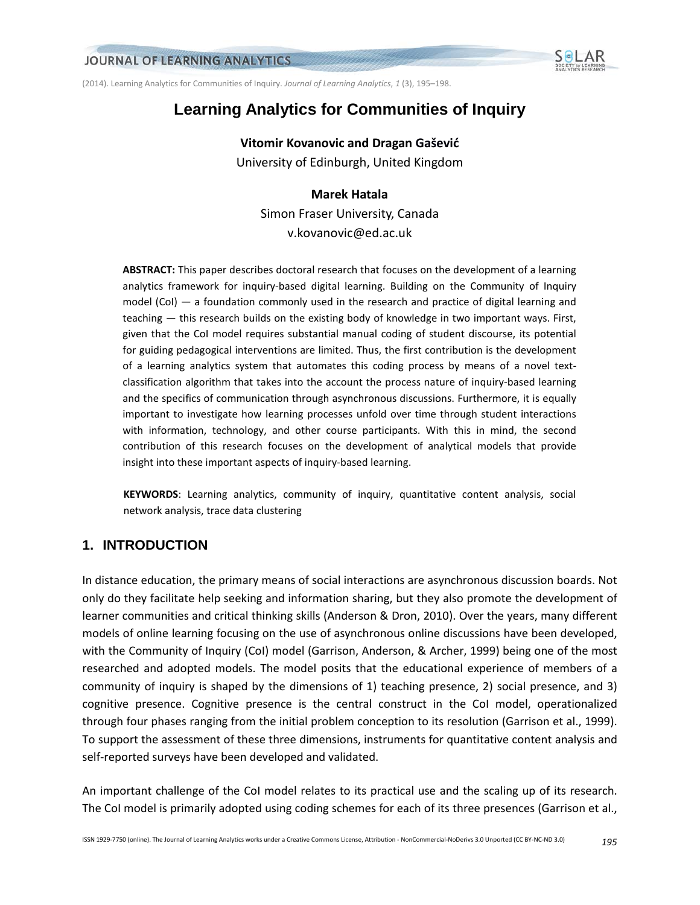# Learning Analytics for Communities of Inquiry

**Vitomir Kovanovic and Dragan Gašević**
University of Edinburgh, United Kingdom

**Marek Hatala**
Simon Fraser University, Canada
v.kovanovic@ed.ac.uk

**ABSTRACT:** This paper describes doctoral research that focuses on the development of a learning analytics framework for inquiry-based digital learning. Building on the Community of Inquiry model (CoI) — a foundation commonly used in the research and practice of digital learning and teaching — this research builds on the existing body of knowledge in two important ways. First, given that the CoI model requires substantial manual coding of student discourse, its potential for guiding pedagogical interventions are limited. Thus, the first contribution is the development of a learning analytics system that automates this coding process by means of a novel text-classification algorithm that takes into the account the process nature of inquiry-based learning and the specifics of communication through asynchronous discussions. Furthermore, it is equally important to investigate how learning processes unfold over time through student interactions with information, technology, and other course participants. With this in mind, the second contribution of this research focuses on the development of analytical models that provide insight into these important aspects of inquiry-based learning.

**KEYWORDS**: Learning analytics, community of inquiry, quantitative content analysis, social network analysis, trace data clustering

## 1. INTRODUCTION

In distance education, the primary means of social interactions are asynchronous discussion boards. Not only do they facilitate help seeking and information sharing, but they also promote the development of learner communities and critical thinking skills (Anderson & Dron, 2010). Over the years, many different models of online learning focusing on the use of asynchronous online discussions have been developed, with the Community of Inquiry (CoI) model (Garrison, Anderson, & Archer, 1999) being one of the most researched and adopted models. The model posits that the educational experience of members of a community of inquiry is shaped by the dimensions of 1) teaching presence, 2) social presence, and 3) cognitive presence. Cognitive presence is the central construct in the CoI model, operationalized through four phases ranging from the initial problem conception to its resolution (Garrison et al., 1999). To support the assessment of these three dimensions, instruments for quantitative content analysis and self-reported surveys have been developed and validated.

An important challenge of the CoI model relates to its practical use and the scaling up of its research. The CoI model is primarily adopted using coding schemes for each of its three presences (Garrison et al.,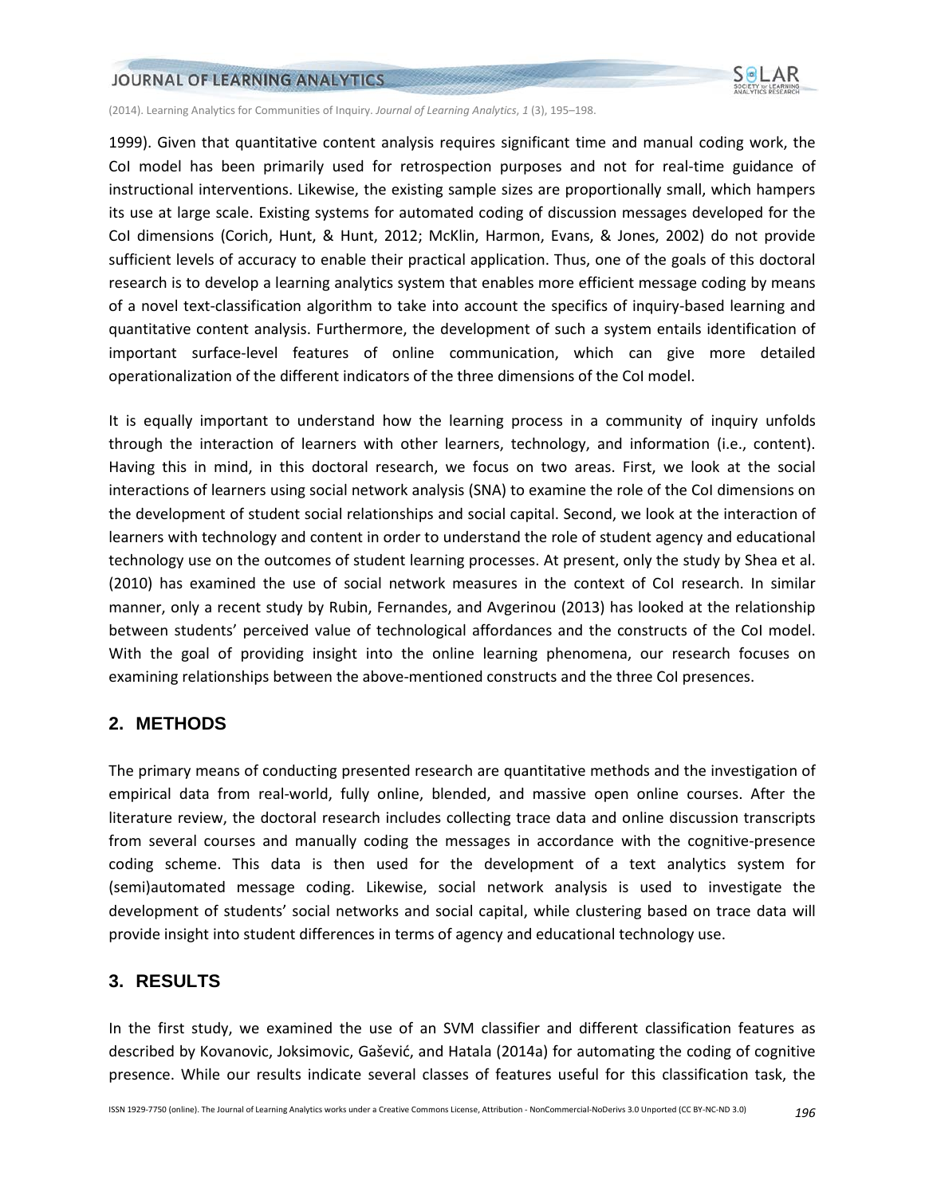1999). Given that quantitative content analysis requires significant time and manual coding work, the CoI model has been primarily used for retrospection purposes and not for real-time guidance of instructional interventions. Likewise, the existing sample sizes are proportionally small, which hampers its use at large scale. Existing systems for automated coding of discussion messages developed for the CoI dimensions (Corich, Hunt, & Hunt, 2012; McKlin, Harmon, Evans, & Jones, 2002) do not provide sufficient levels of accuracy to enable their practical application. Thus, one of the goals of this doctoral research is to develop a learning analytics system that enables more efficient message coding by means of a novel text-classification algorithm to take into account the specifics of inquiry-based learning and quantitative content analysis. Furthermore, the development of such a system entails identification of important surface-level features of online communication, which can give more detailed operationalization of the different indicators of the three dimensions of the CoI model.

It is equally important to understand how the learning process in a community of inquiry unfolds through the interaction of learners with other learners, technology, and information (i.e., content). Having this in mind, in this doctoral research, we focus on two areas. First, we look at the social interactions of learners using social network analysis (SNA) to examine the role of the CoI dimensions on the development of student social relationships and social capital. Second, we look at the interaction of learners with technology and content in order to understand the role of student agency and educational technology use on the outcomes of student learning processes. At present, only the study by Shea et al. (2010) has examined the use of social network measures in the context of CoI research. In similar manner, only a recent study by Rubin, Fernandes, and Avgerinou (2013) has looked at the relationship between students' perceived value of technological affordances and the constructs of the CoI model. With the goal of providing insight into the online learning phenomena, our research focuses on examining relationships between the above-mentioned constructs and the three CoI presences.

## 2. METHODS

The primary means of conducting presented research are quantitative methods and the investigation of empirical data from real-world, fully online, blended, and massive open online courses. After the literature review, the doctoral research includes collecting trace data and online discussion transcripts from several courses and manually coding the messages in accordance with the cognitive-presence coding scheme. This data is then used for the development of a text analytics system for (semi)automated message coding. Likewise, social network analysis is used to investigate the development of students' social networks and social capital, while clustering based on trace data will provide insight into student differences in terms of agency and educational technology use.

## 3. RESULTS

In the first study, we examined the use of an SVM classifier and different classification features as described by Kovanovic, Joksimovic, Gašević, and Hatala (2014a) for automating the coding of cognitive presence. While our results indicate several classes of features useful for this classification task, the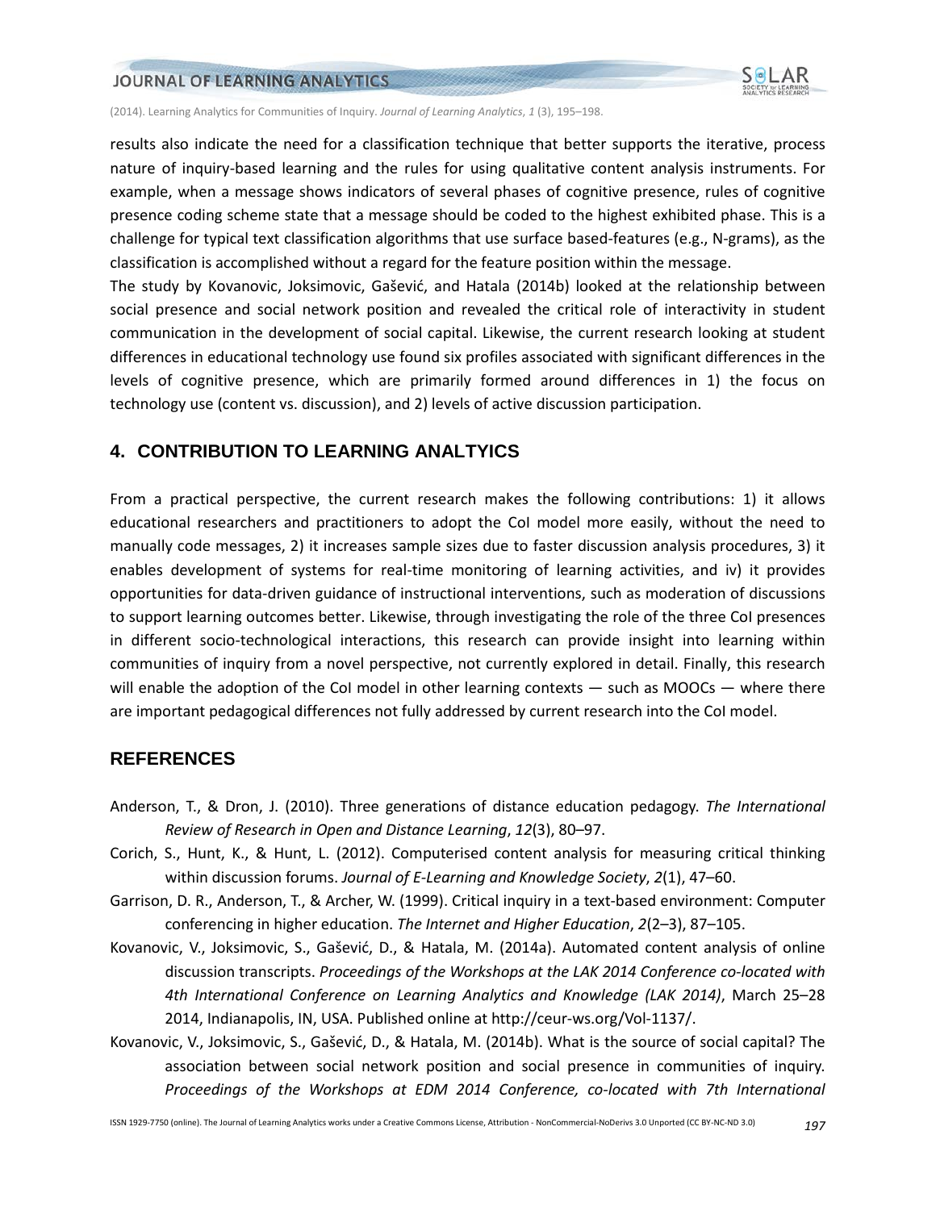results also indicate the need for a classification technique that better supports the iterative, process nature of inquiry-based learning and the rules for using qualitative content analysis instruments. For example, when a message shows indicators of several phases of cognitive presence, rules of cognitive presence coding scheme state that a message should be coded to the highest exhibited phase. This is a challenge for typical text classification algorithms that use surface based-features (e.g., N-grams), as the classification is accomplished without a regard for the feature position within the message.

The study by Kovanovic, Joksimovic, Gašević, and Hatala (2014b) looked at the relationship between social presence and social network position and revealed the critical role of interactivity in student communication in the development of social capital. Likewise, the current research looking at student differences in educational technology use found six profiles associated with significant differences in the levels of cognitive presence, which are primarily formed around differences in 1) the focus on technology use (content vs. discussion), and 2) levels of active discussion participation.

## 4. CONTRIBUTION TO LEARNING ANALTYICS

From a practical perspective, the current research makes the following contributions: 1) it allows educational researchers and practitioners to adopt the CoI model more easily, without the need to manually code messages, 2) it increases sample sizes due to faster discussion analysis procedures, 3) it enables development of systems for real-time monitoring of learning activities, and iv) it provides opportunities for data-driven guidance of instructional interventions, such as moderation of discussions to support learning outcomes better. Likewise, through investigating the role of the three CoI presences in different socio-technological interactions, this research can provide insight into learning within communities of inquiry from a novel perspective, not currently explored in detail. Finally, this research will enable the adoption of the CoI model in other learning contexts — such as MOOCs — where there are important pedagogical differences not fully addressed by current research into the CoI model.

## REFERENCES

Anderson, T., & Dron, J. (2010). Three generations of distance education pedagogy. *The International Review of Research in Open and Distance Learning*, *12*(3), 80–97.

Corich, S., Hunt, K., & Hunt, L. (2012). Computerised content analysis for measuring critical thinking within discussion forums. *Journal of E-Learning and Knowledge Society*, *2*(1), 47–60.

Garrison, D. R., Anderson, T., & Archer, W. (1999). Critical inquiry in a text-based environment: Computer conferencing in higher education. *The Internet and Higher Education*, *2*(2–3), 87–105.

Kovanovic, V., Joksimovic, S., Gašević, D., & Hatala, M. (2014a). Automated content analysis of online discussion transcripts. *Proceedings of the Workshops at the LAK 2014 Conference co-located with 4th International Conference on Learning Analytics and Knowledge (LAK 2014)*, March 25–28 2014, Indianapolis, IN, USA. Published online at http://ceur-ws.org/Vol-1137/.

Kovanovic, V., Joksimovic, S., Gašević, D., & Hatala, M. (2014b). What is the source of social capital? The association between social network position and social presence in communities of inquiry. *Proceedings of the Workshops at EDM 2014 Conference, co-located with 7th International*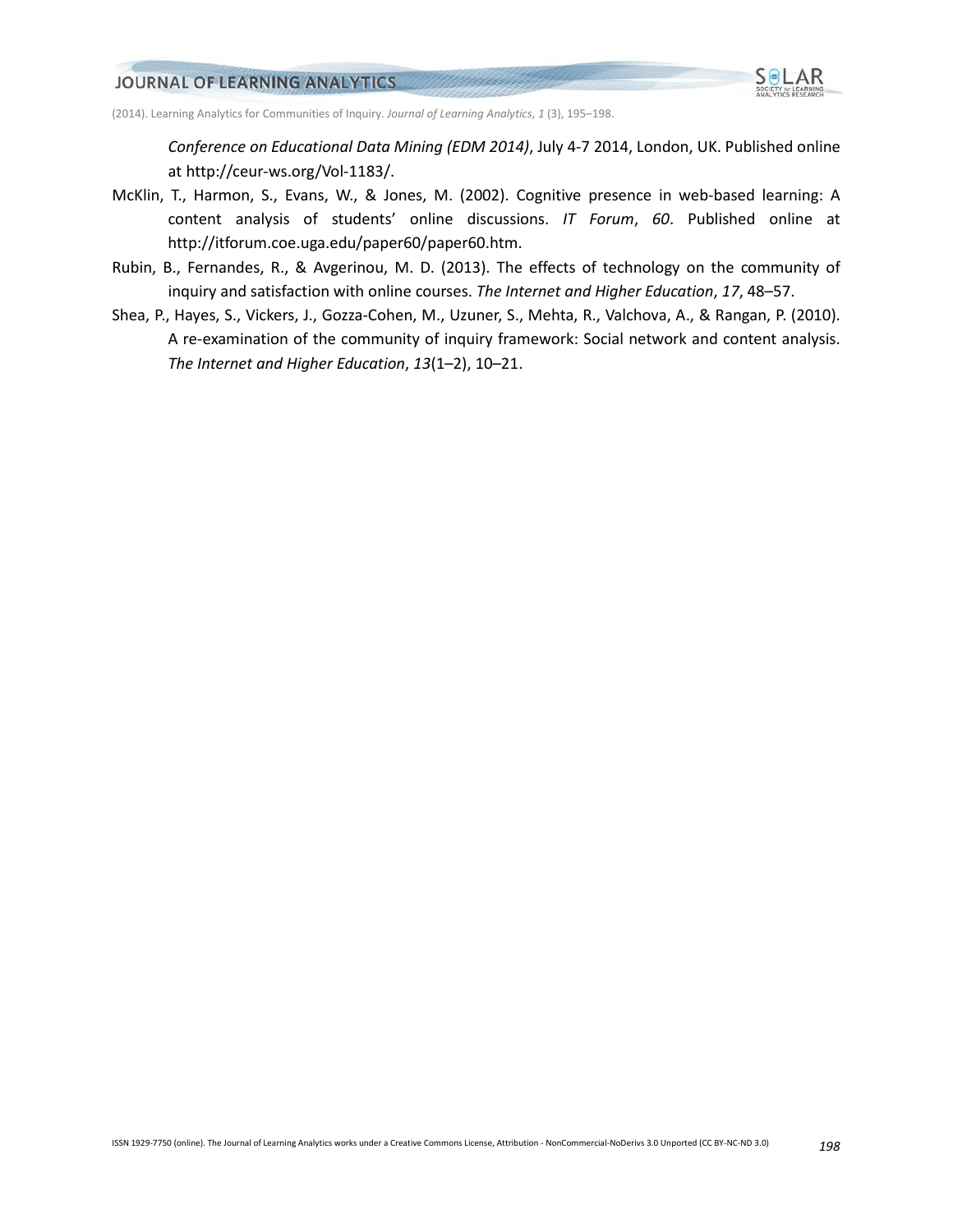*Conference on Educational Data Mining (EDM 2014)*, July 4-7 2014, London, UK. Published online at http://ceur-ws.org/Vol-1183/.

McKlin, T., Harmon, S., Evans, W., & Jones, M. (2002). Cognitive presence in web-based learning: A content analysis of students' online discussions. *IT Forum*, *60*. Published online at http://itforum.coe.uga.edu/paper60/paper60.htm.

Rubin, B., Fernandes, R., & Avgerinou, M. D. (2013). The effects of technology on the community of inquiry and satisfaction with online courses. *The Internet and Higher Education*, *17*, 48–57.

Shea, P., Hayes, S., Vickers, J., Gozza-Cohen, M., Uzuner, S., Mehta, R., Valchova, A., & Rangan, P. (2010). A re-examination of the community of inquiry framework: Social network and content analysis. *The Internet and Higher Education*, *13*(1–2), 10–21.